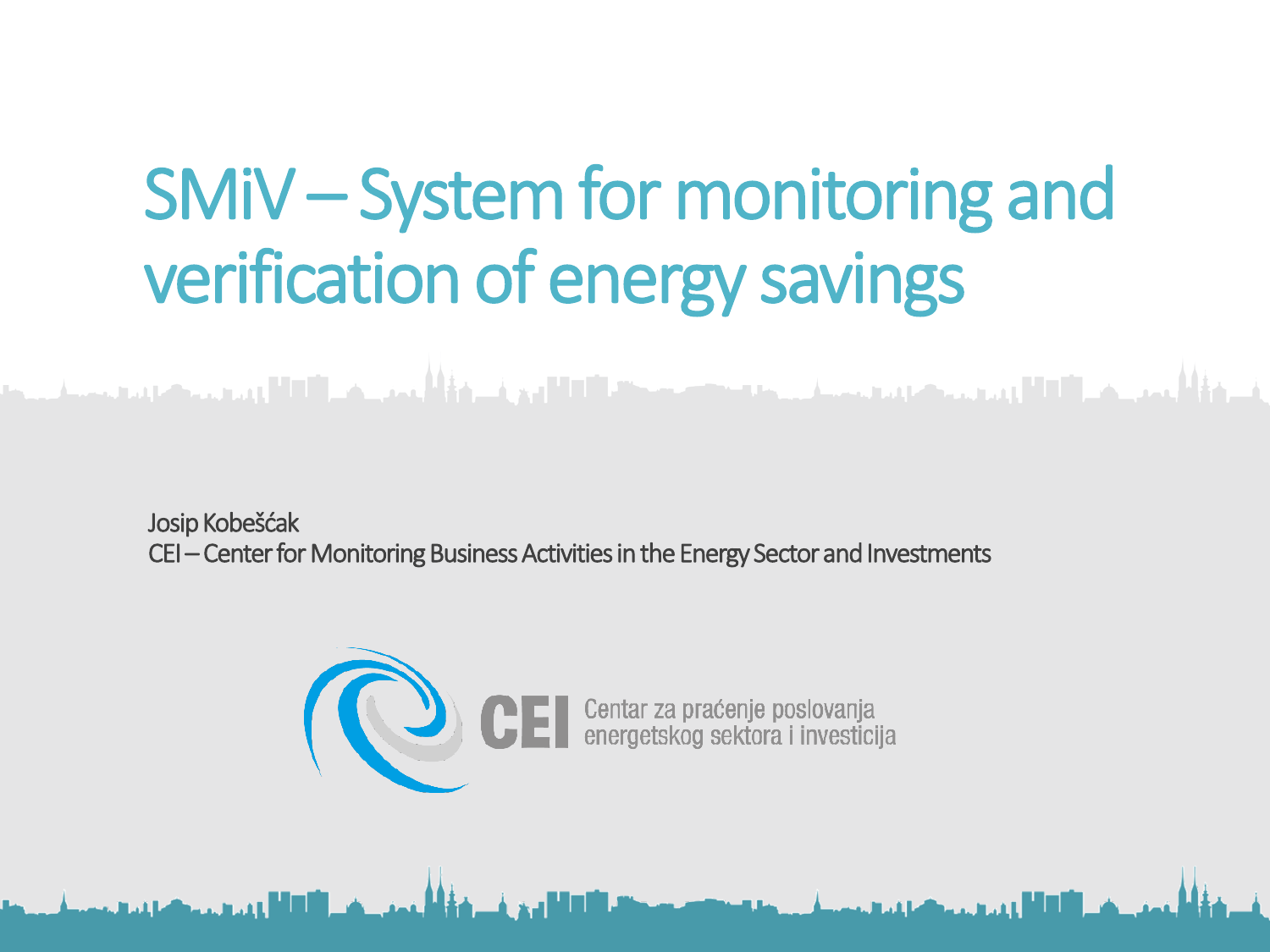# SMiV – System for monitoring and verification of energy savings

Josip Kobešćak
CEI – Center for Monitoring Business Activities in the Energy Sector and Investments

CEI Centar za praćenje poslovanja energetskog sektora i investicija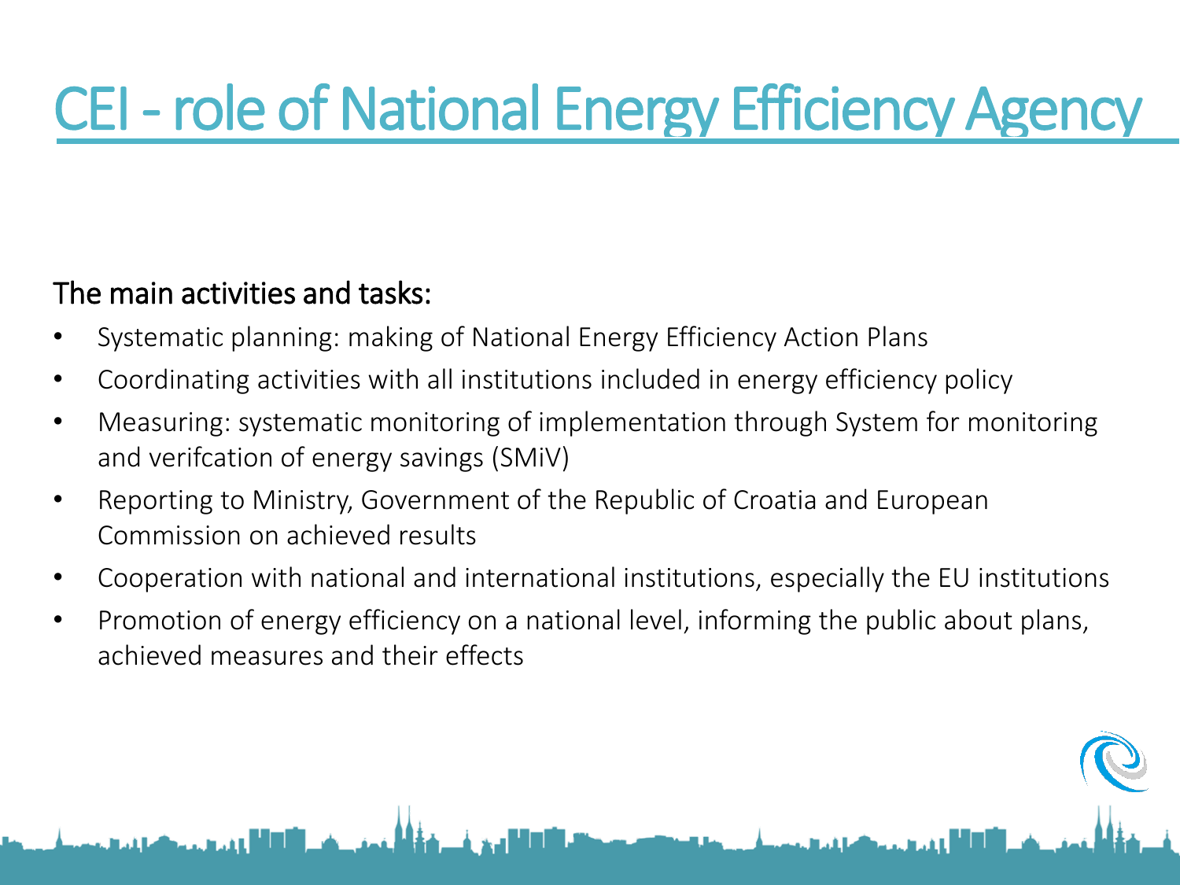# CEI - role of National Energy Efficiency Agency

The main activities and tasks:

- Systematic planning: making of National Energy Efficiency Action Plans
- Coordinating activities with all institutions included in energy efficiency policy
- Measuring: systematic monitoring of implementation through System for monitoring and verifcation of energy savings (SMiV)
- Reporting to Ministry, Government of the Republic of Croatia and European Commission on achieved results
- Cooperation with national and international institutions, especially the EU institutions
- Promotion of energy efficiency on a national level, informing the public about plans, achieved measures and their effects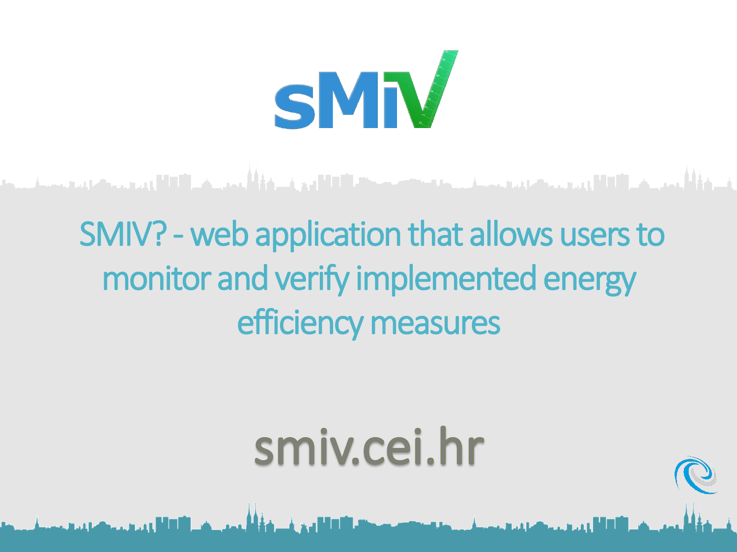# sMiV

SMIV? - web application that allows users to monitor and verify implemented energy efficiency measures

smiv.cei.hr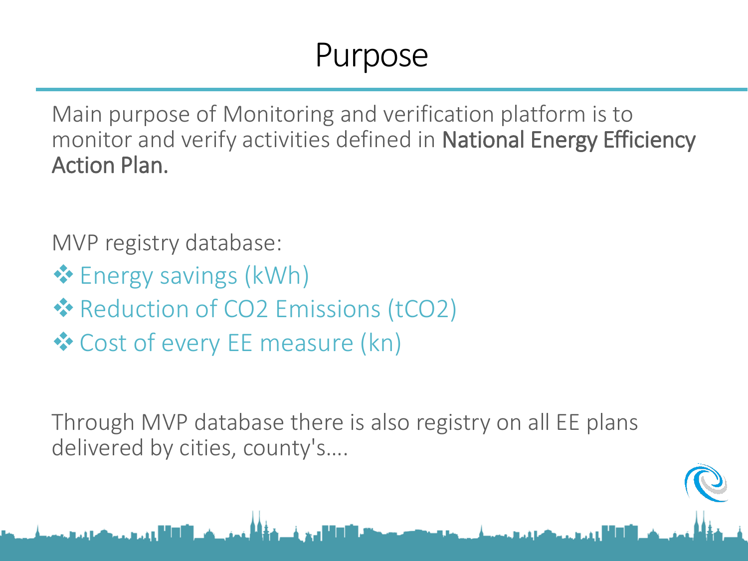# Purpose

Main purpose of Monitoring and verification platform is to monitor and verify activities defined in **National Energy Efficiency Action Plan.**

MVP registry database:

- Energy savings (kWh)
- Reduction of $CO_2$ Emissions ($tCO_2$)
- Cost of every EE measure (kn)

Through MVP database there is also registry on all EE plans delivered by cities, county's….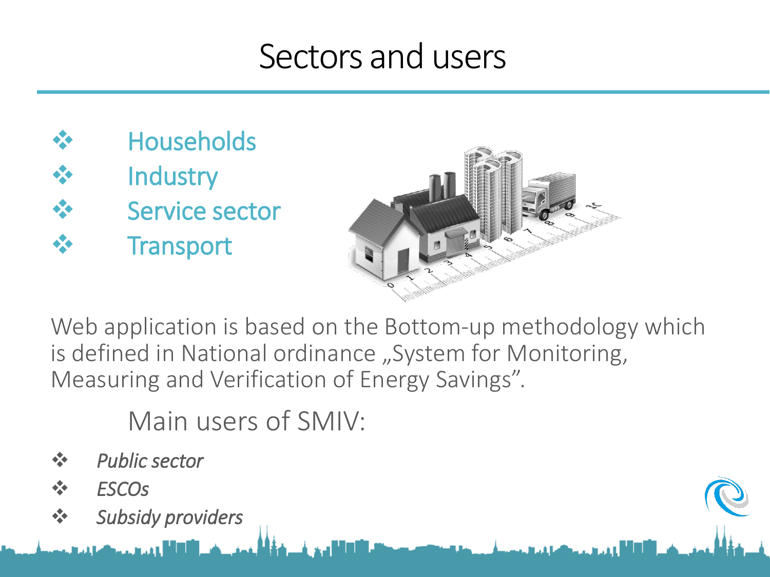# Sectors and users

- Households
- Industry
- Service sector
- Transport

Web application is based on the Bottom-up methodology which is defined in National ordinance „System for Monitoring, Measuring and Verification of Energy Savings".

Main users of SMIV:

- *Public sector*
- *ESCOs*
- *Subsidy providers*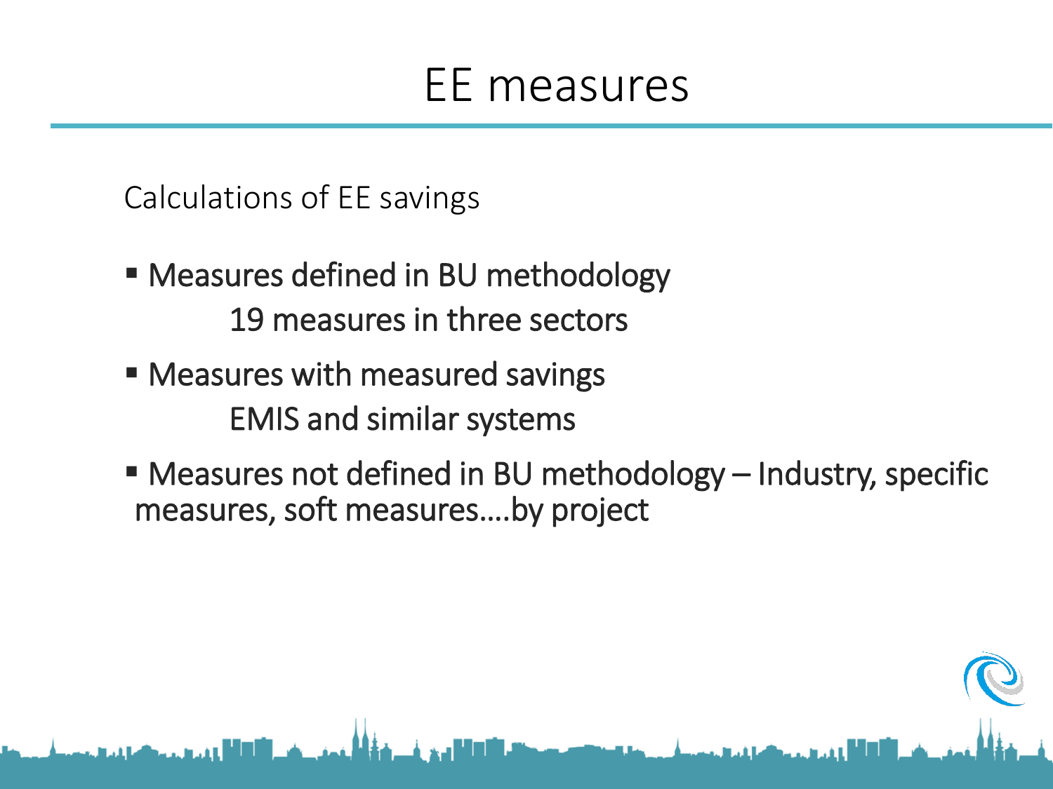# EE measures

Calculations of EE savings

- Measures defined in BU methodology
  
  19 measures in three sectors
- Measures with measured savings
  
  EMIS and similar systems
- Measures not defined in BU methodology – Industry, specific measures, soft measures….by project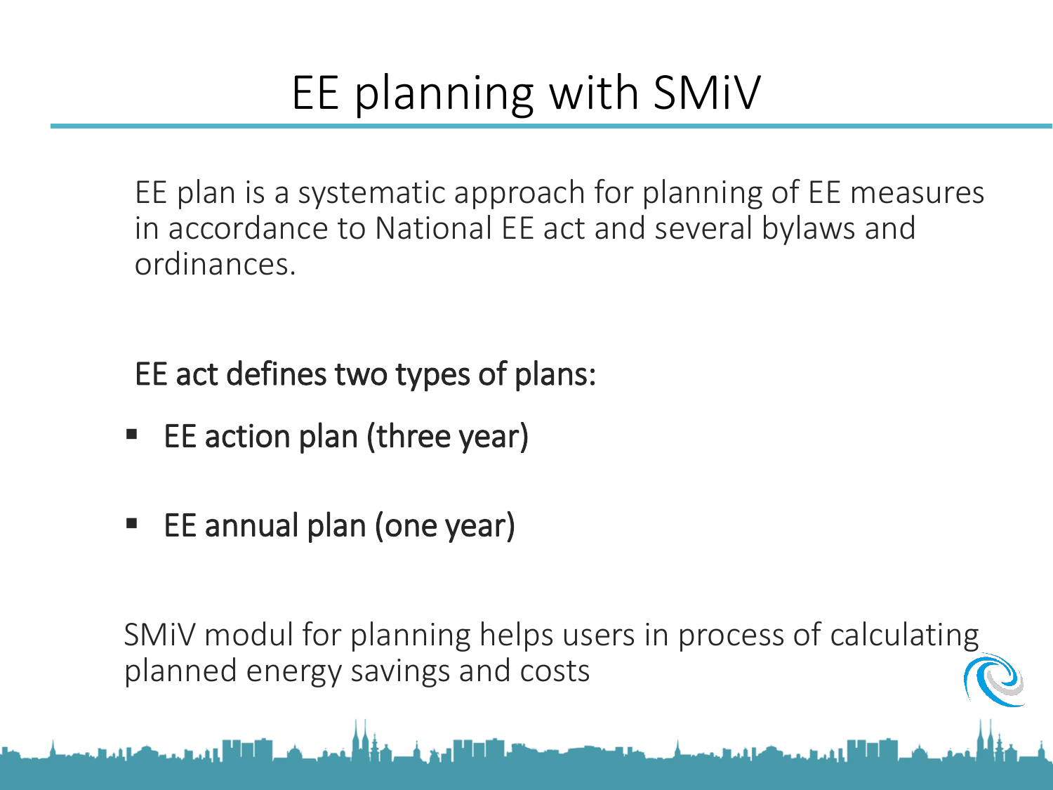# EE planning with SMiV

EE plan is a systematic approach for planning of EE measures in accordance to National EE act and several bylaws and ordinances.

EE act defines two types of plans:

- EE action plan (three year)
- EE annual plan (one year)

SMiV modul for planning helps users in process of calculating planned energy savings and costs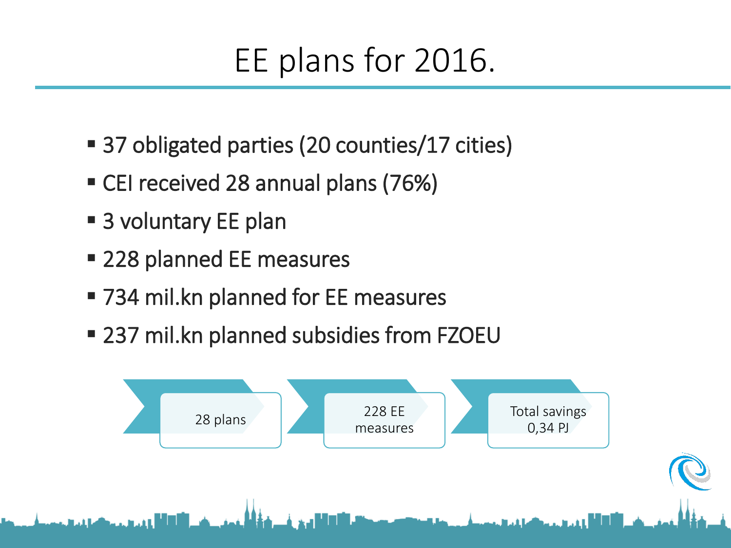# EE plans for 2016.

- 37 obligated parties (20 counties/17 cities)
- CEI received 28 annual plans (76%)
- 3 voluntary EE plan
- 228 planned EE measures
- 734 mil.kn planned for EE measures
- 237 mil.kn planned subsidies from FZOEU

28 plans → 228 EE measures → Total savings 0,34 PJ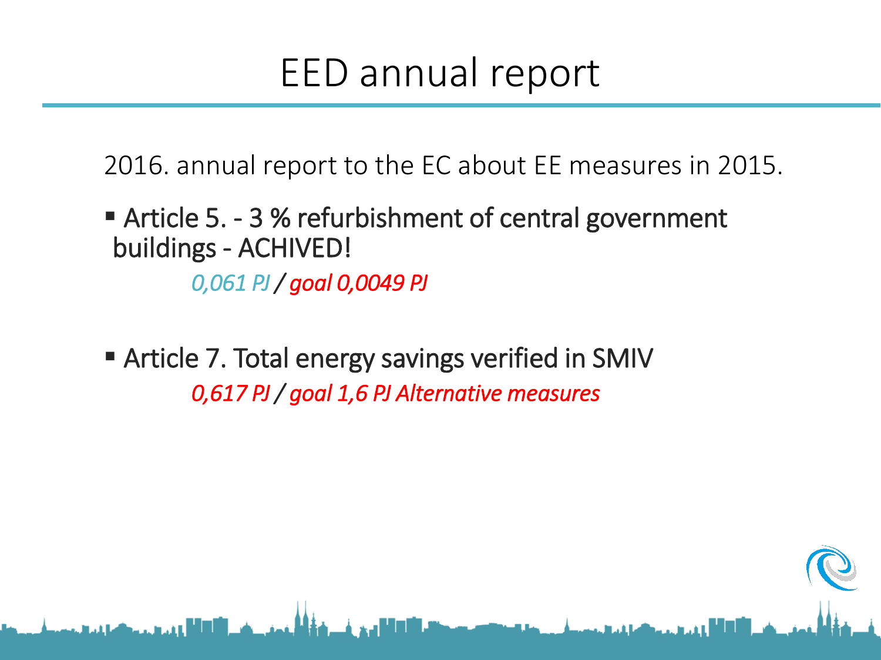# EED annual report

2016. annual report to the EC about EE measures in 2015.

- Article 5. - 3 % refurbishment of central government buildings - ACHIVED!

  *0,061 PJ / goal 0,0049 PJ*

- Article 7. Total energy savings verified in SMIV

  *0,617 PJ / goal 1,6 PJ Alternative measures*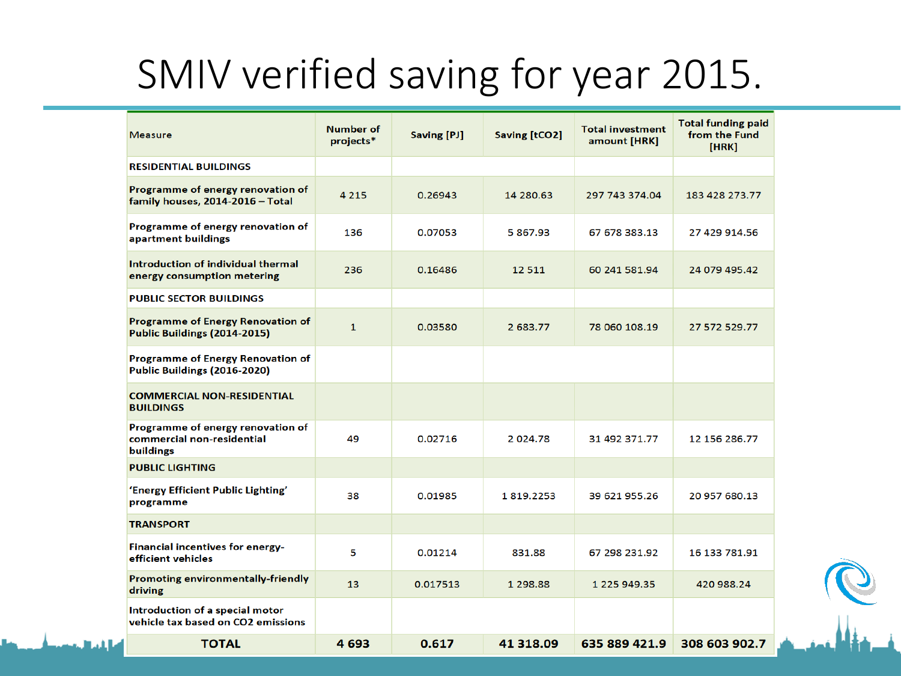# SMIV verified saving for year 2015.

| Measure | Number of projects* | Saving [PJ] | Saving [tCO2] | Total investment amount [HRK] | Total funding paid from the Fund [HRK] |
|---|---|---|---|---|---|
| **RESIDENTIAL BUILDINGS** | | | | | |
| **Programme of energy renovation of family houses, 2014-2016 – Total** | 4 215 | 0.26943 | 14 280.63 | 297 743 374.04 | 183 428 273.77 |
| **Programme of energy renovation of apartment buildings** | 136 | 0.07053 | 5 867.93 | 67 678 383.13 | 27 429 914.56 |
| **Introduction of individual thermal energy consumption metering** | 236 | 0.16486 | 12 511 | 60 241 581.94 | 24 079 495.42 |
| **PUBLIC SECTOR BUILDINGS** | | | | | |
| **Programme of Energy Renovation of Public Buildings (2014-2015)** | 1 | 0.03580 | 2 683.77 | 78 060 108.19 | 27 572 529.77 |
| **Programme of Energy Renovation of Public Buildings (2016-2020)** | | | | | |
| **COMMERCIAL NON-RESIDENTIAL BUILDINGS** | | | | | |
| **Programme of energy renovation of commercial non-residential buildings** | 49 | 0.02716 | 2 024.78 | 31 492 371.77 | 12 156 286.77 |
| **PUBLIC LIGHTING** | | | | | |
| **'Energy Efficient Public Lighting' programme** | 38 | 0.01985 | 1 819.2253 | 39 621 955.26 | 20 957 680.13 |
| **TRANSPORT** | | | | | |
| **Financial incentives for energy-efficient vehicles** | 5 | 0.01214 | 831.88 | 67 298 231.92 | 16 133 781.91 |
| **Promoting environmentally-friendly driving** | 13 | 0.017513 | 1 298.88 | 1 225 949.35 | 420 988.24 |
| **Introduction of a special motor vehicle tax based on CO2 emissions** | | | | | |
| **TOTAL** | **4 693** | **0.617** | **41 318.09** | **635 889 421.9** | **308 603 902.7** |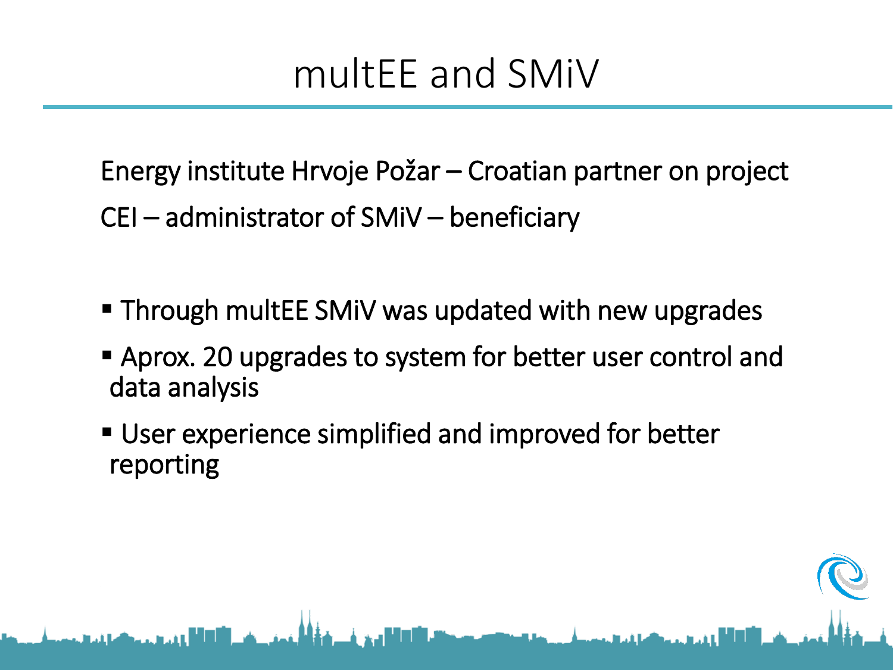# multEE and SMiV

Energy institute Hrvoje Požar – Croatian partner on project

CEI – administrator of SMiV – beneficiary

- Through multEE SMiV was updated with new upgrades
- Aprox. 20 upgrades to system for better user control and data analysis
- User experience simplified and improved for better reporting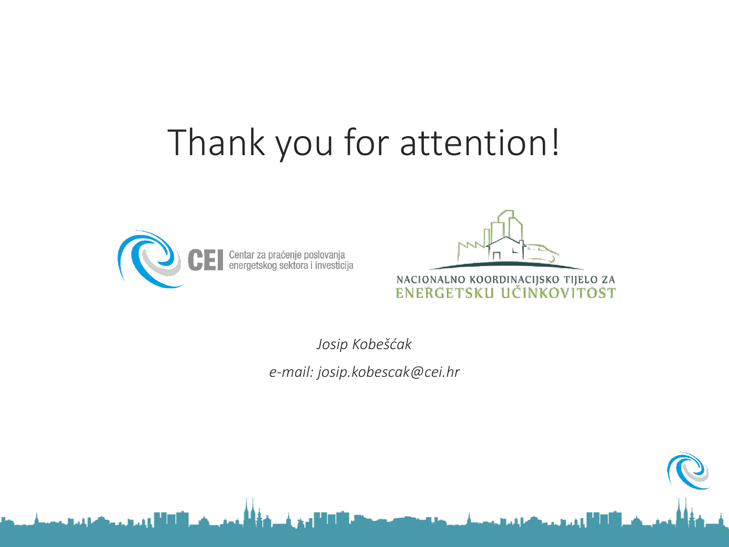# Thank you for attention!

CEI Centar za praćenje poslovanja energetskog sektora i investicija

NACIONALNO KOORDINACIJSKO TIJELO ZA ENERGETSKU UČINKOVITOST

*Josip Kobešćak*

*e-mail: josip.kobescak@cei.hr*